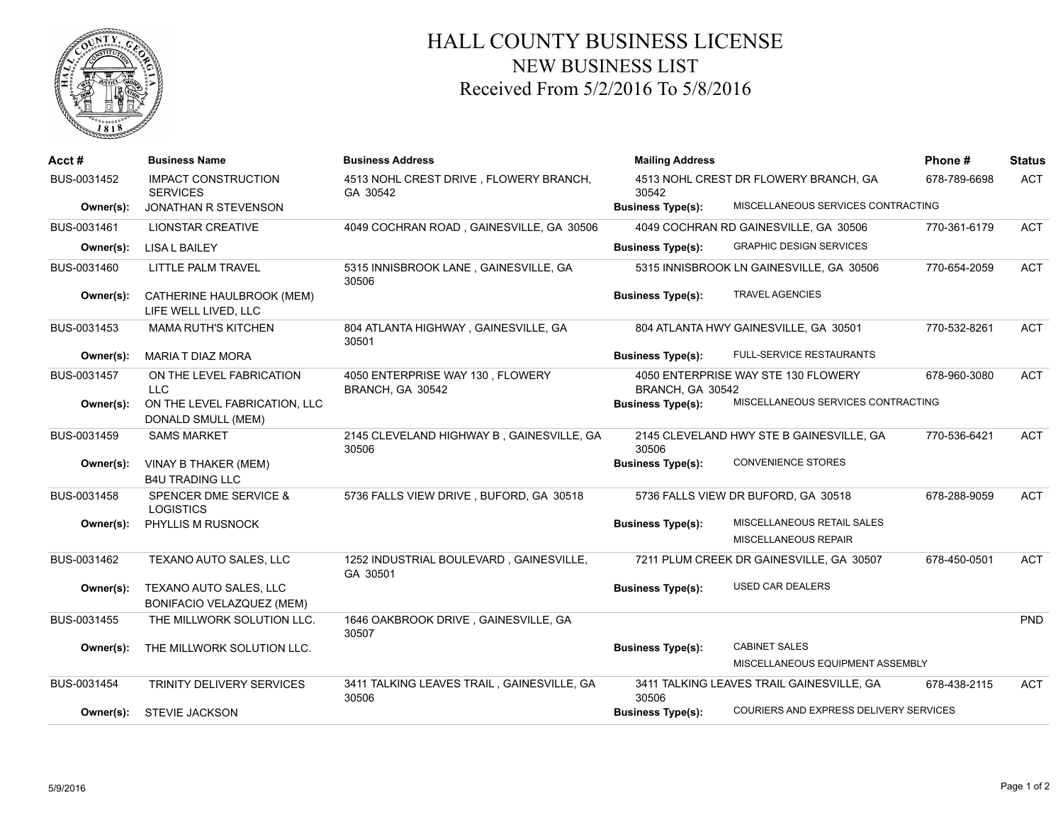# HALL COUNTY BUSINESS LICENSE
## NEW BUSINESS LIST
### Received From 5/2/2016 To 5/8/2016

| Acct # | Business Name | Business Address | Mailing Address | Phone # | Status |
|---|---|---|---|---|---|
| BUS-0031452 | IMPACT CONSTRUCTION SERVICES | 4513 NOHL CREST DRIVE , FLOWERY BRANCH, GA 30542 | 4513 NOHL CREST DR FLOWERY BRANCH, GA 30542 | 678-789-6698 | ACT |
| Owner(s): | JONATHAN R STEVENSON | | Business Type(s): MISCELLANEOUS SERVICES CONTRACTING | | |
| BUS-0031461 | LIONSTAR CREATIVE | 4049 COCHRAN ROAD , GAINESVILLE, GA 30506 | 4049 COCHRAN RD GAINESVILLE, GA 30506 | 770-361-6179 | ACT |
| Owner(s): | LISA L BAILEY | | Business Type(s): GRAPHIC DESIGN SERVICES | | |
| BUS-0031460 | LITTLE PALM TRAVEL | 5315 INNISBROOK LANE , GAINESVILLE, GA 30506 | 5315 INNISBROOK LN GAINESVILLE, GA 30506 | 770-654-2059 | ACT |
| Owner(s): | CATHERINE HAULBROOK (MEM) LIFE WELL LIVED, LLC | | Business Type(s): TRAVEL AGENCIES | | |
| BUS-0031453 | MAMA RUTH'S KITCHEN | 804 ATLANTA HIGHWAY , GAINESVILLE, GA 30501 | 804 ATLANTA HWY GAINESVILLE, GA 30501 | 770-532-8261 | ACT |
| Owner(s): | MARIA T DIAZ MORA | | Business Type(s): FULL-SERVICE RESTAURANTS | | |
| BUS-0031457 | ON THE LEVEL FABRICATION LLC | 4050 ENTERPRISE WAY 130 , FLOWERY BRANCH, GA 30542 | 4050 ENTERPRISE WAY STE 130 FLOWERY BRANCH, GA 30542 | 678-960-3080 | ACT |
| Owner(s): | ON THE LEVEL FABRICATION, LLC DONALD SMULL (MEM) | | Business Type(s): MISCELLANEOUS SERVICES CONTRACTING | | |
| BUS-0031459 | SAMS MARKET | 2145 CLEVELAND HIGHWAY B , GAINESVILLE, GA 30506 | 2145 CLEVELAND HWY STE B GAINESVILLE, GA 30506 | 770-536-6421 | ACT |
| Owner(s): | VINAY B THAKER (MEM) B4U TRADING LLC | | Business Type(s): CONVENIENCE STORES | | |
| BUS-0031458 | SPENCER DME SERVICE & LOGISTICS | 5736 FALLS VIEW DRIVE , BUFORD, GA 30518 | 5736 FALLS VIEW DR BUFORD, GA 30518 | 678-288-9059 | ACT |
| Owner(s): | PHYLLIS M RUSNOCK | | Business Type(s): MISCELLANEOUS RETAIL SALES; MISCELLANEOUS REPAIR | | |
| BUS-0031462 | TEXANO AUTO SALES, LLC | 1252 INDUSTRIAL BOULEVARD , GAINESVILLE, GA 30501 | 7211 PLUM CREEK DR GAINESVILLE, GA 30507 | 678-450-0501 | ACT |
| Owner(s): | TEXANO AUTO SALES, LLC BONIFACIO VELAZQUEZ (MEM) | | Business Type(s): USED CAR DEALERS | | |
| BUS-0031455 | THE MILLWORK SOLUTION LLC. | 1646 OAKBROOK DRIVE , GAINESVILLE, GA 30507 | | | PND |
| Owner(s): | THE MILLWORK SOLUTION LLC. | | Business Type(s): CABINET SALES; MISCELLANEOUS EQUIPMENT ASSEMBLY | | |
| BUS-0031454 | TRINITY DELIVERY SERVICES | 3411 TALKING LEAVES TRAIL , GAINESVILLE, GA 30506 | 3411 TALKING LEAVES TRAIL GAINESVILLE, GA 30506 | 678-438-2115 | ACT |
| Owner(s): | STEVIE JACKSON | | Business Type(s): COURIERS AND EXPRESS DELIVERY SERVICES | | |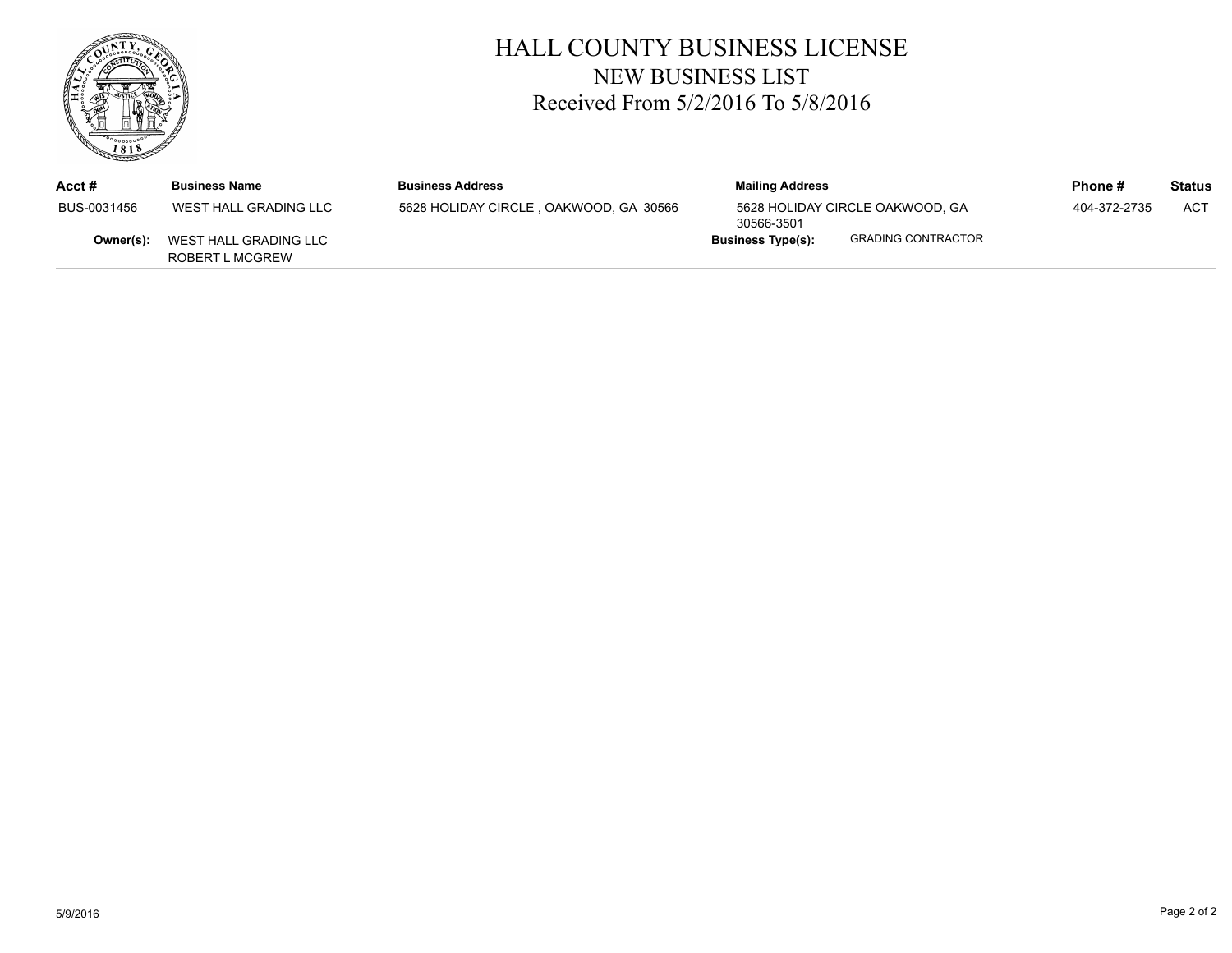# HALL COUNTY BUSINESS LICENSE

## NEW BUSINESS LIST

### Received From 5/2/2016 To 5/8/2016

| Acct # | Business Name | Business Address | Mailing Address | Phone # | Status |
|---|---|---|---|---|---|
| BUS-0031456 | WEST HALL GRADING LLC | 5628 HOLIDAY CIRCLE , OAKWOOD, GA 30566 | 5628 HOLIDAY CIRCLE OAKWOOD, GA 30566-3501 | 404-372-2735 | ACT |
| **Owner(s):** | WEST HALL GRADING LLC<br>ROBERT L MCGREW | | **Business Type(s):** GRADING CONTRACTOR | | |

5/9/2016